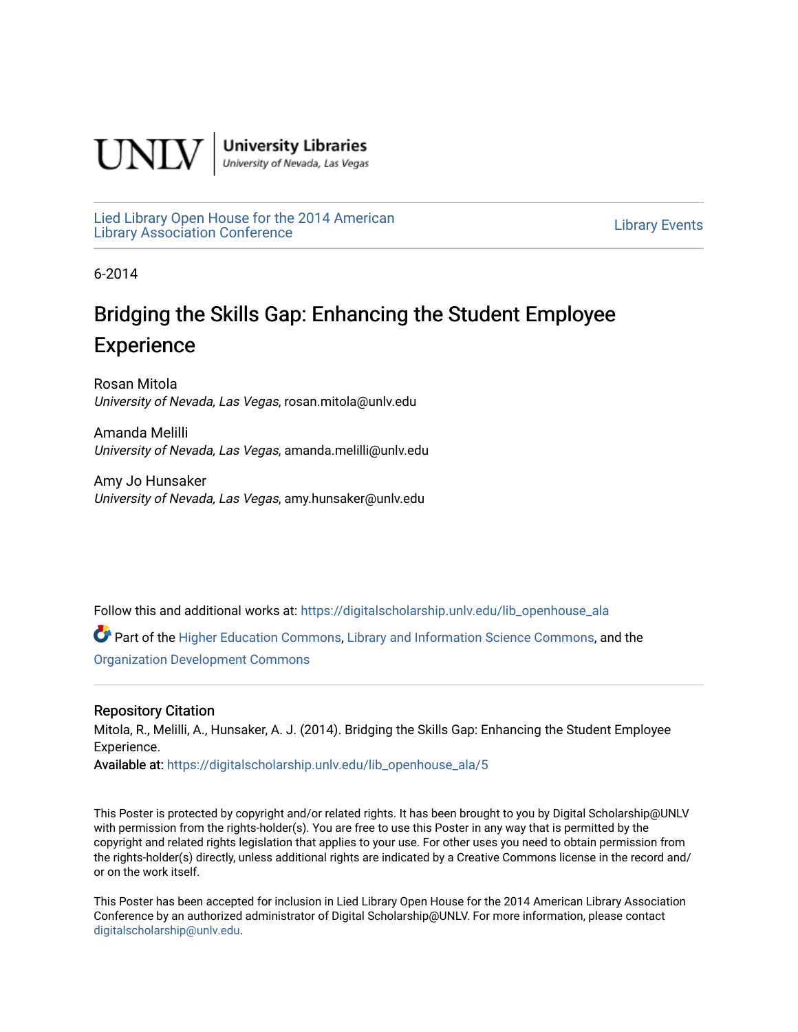UNLV | University Libraries
University of Nevada, Las Vegas

Lied Library Open House for the 2014 American Library Association Conference

Library Events

6-2014

# Bridging the Skills Gap: Enhancing the Student Employee Experience

Rosan Mitola
*University of Nevada, Las Vegas*, rosan.mitola@unlv.edu

Amanda Melilli
*University of Nevada, Las Vegas*, amanda.melilli@unlv.edu

Amy Jo Hunsaker
*University of Nevada, Las Vegas*, amy.hunsaker@unlv.edu

Follow this and additional works at: https://digitalscholarship.unlv.edu/lib_openhouse_ala

Part of the Higher Education Commons, Library and Information Science Commons, and the Organization Development Commons

## Repository Citation

Mitola, R., Melilli, A., Hunsaker, A. J. (2014). Bridging the Skills Gap: Enhancing the Student Employee Experience.
Available at: https://digitalscholarship.unlv.edu/lib_openhouse_ala/5

This Poster is protected by copyright and/or related rights. It has been brought to you by Digital Scholarship@UNLV with permission from the rights-holder(s). You are free to use this Poster in any way that is permitted by the copyright and related rights legislation that applies to your use. For other uses you need to obtain permission from the rights-holder(s) directly, unless additional rights are indicated by a Creative Commons license in the record and/or on the work itself.

This Poster has been accepted for inclusion in Lied Library Open House for the 2014 American Library Association Conference by an authorized administrator of Digital Scholarship@UNLV. For more information, please contact digitalscholarship@unlv.edu.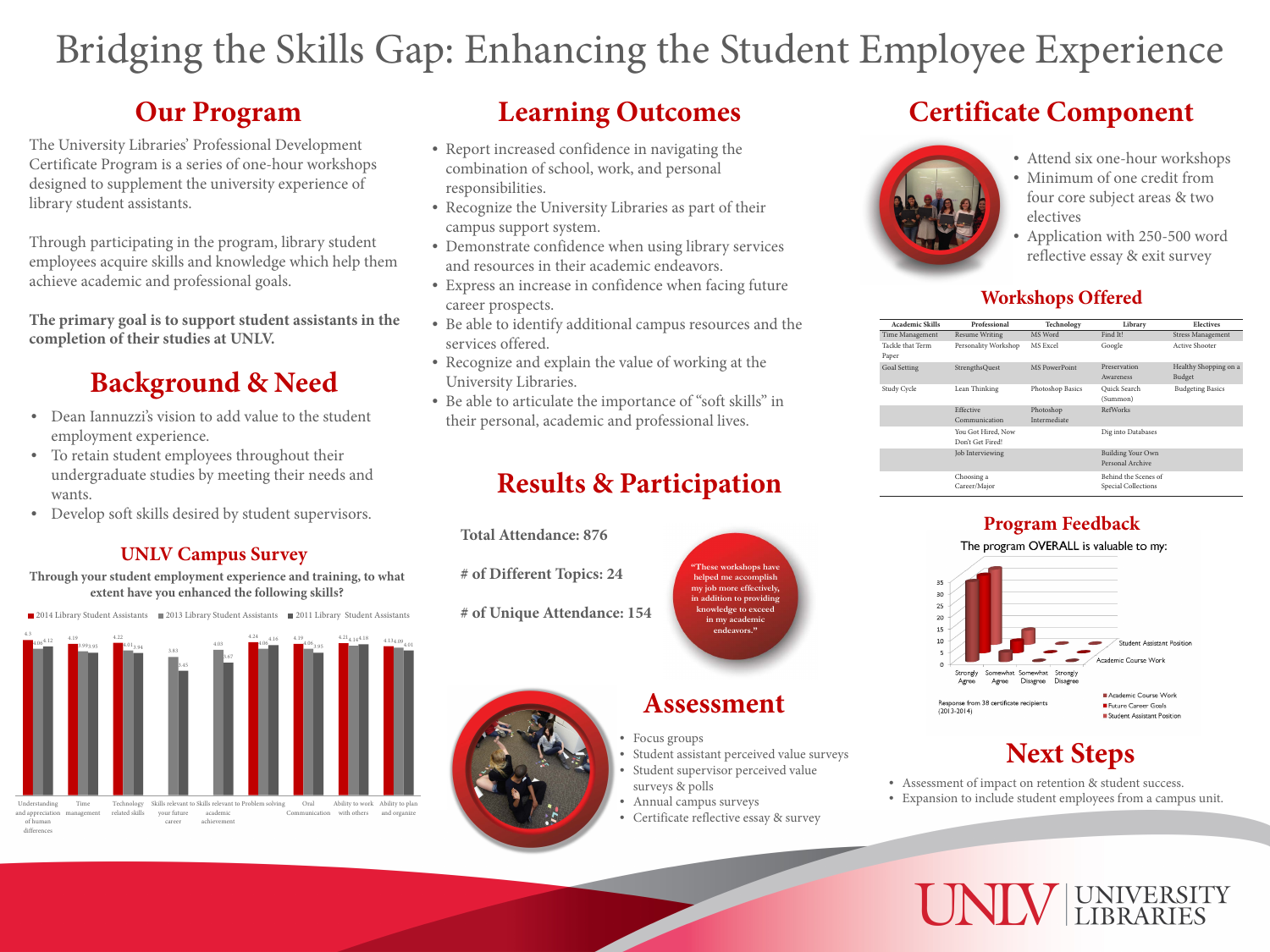# Bridging the Skills Gap: Enhancing the Student Employee Experience

## Our Program

The University Libraries' Professional Development Certificate Program is a series of one-hour workshops designed to supplement the university experience of library student assistants.

Through participating in the program, library student employees acquire skills and knowledge which help them achieve academic and professional goals.

**The primary goal is to support student assistants in the completion of their studies at UNLV.**

## Background & Need

- Dean Iannuzzi's vision to add value to the student employment experience.
- To retain student employees throughout their undergraduate studies by meeting their needs and wants.
- Develop soft skills desired by student supervisors.

### UNLV Campus Survey

**Through your student employment experience and training, to what extent have you enhanced the following skills?**

2014 Library Student Assistants
2013 Library Student Assistants
2011 Library Student Assistants

Understanding and appreciation of human differences: 4.3, 4.06, 4.12
Time management: 4.19, 3.99, 3.95
Technology related skills: 4.22, 4.01, 3.94
Skills relevant to your future career: 3.83, 3.45
Skills relevant to academic achievement: 4.03, 3.67
Problem solving: 4.24, 4.06, 4.16
Oral Communication: 4.19, 4.06, 3.95
Ability to work with others: 4.21, 4.14, 4.18
Ability to plan and organize: 4.13, 4.09, 4.01

## Learning Outcomes

- Report increased confidence in navigating the combination of school, work, and personal responsibilities.
- Recognize the University Libraries as part of their campus support system.
- Demonstrate confidence when using library services and resources in their academic endeavors.
- Express an increase in confidence when facing future career prospects.
- Be able to identify additional campus resources and the services offered.
- Recognize and explain the value of working at the University Libraries.
- Be able to articulate the importance of "soft skills" in their personal, academic and professional lives.

## Results & Participation

**Total Attendance: 876**

**# of Different Topics: 24**

**# of Unique Attendance: 154**

**"These workshops have helped me accomplish my job more effectively, in addition to providing knowledge to exceed in my academic endeavors."**

## Assessment

- Focus groups
- Student assistant perceived value surveys
- Student supervisor perceived value surveys & polls
- Annual campus surveys
- Certificate reflective essay & survey

## Certificate Component

- Attend six one-hour workshops
- Minimum of one credit from four core subject areas & two electives
- Application with 250-500 word reflective essay & exit survey

### Workshops Offered

| Academic Skills | Professional | Technology | Library | Electives |
|---|---|---|---|---|
| Time Management | Resume Writing | MS Word | Find It! | Stress Management |
| Tackle that Term Paper | Personality Workshop | MS Excel | Google | Active Shooter |
| Goal Setting | StrengthsQuest | MS PowerPoint | Preservation Awareness | Healthy Shopping on a Budget |
| Study Cycle | Lean Thinking | Photoshop Basics | Quick Search (Summon) | Budgeting Basics |
| | Effective Communication | Photoshop Intermediate | RefWorks | |
| | You Got Hired, Now Don't Get Fired! | | Dig into Databases | |
| | Job Interviewing | | Building Your Own Personal Archive | |
| | Choosing a Career/Major | | Behind the Scenes of Special Collections | |

### Program Feedback

The program OVERALL is valuable to my:

35
30
25
20
15
10
5
0

Strongly Agree
Somewhat Agree
Somewhat Disagree
Strongly Disagree

Student Assistant Position
Academic Course Work

Response from 38 certificate recipients (2013-2014)

Academic Course Work
Future Career Goals
Student Assistant Position

## Next Steps

- Assessment of impact on retention & student success.
- Expansion to include student employees from a campus unit.

UNLV | UNIVERSITY LIBRARIES